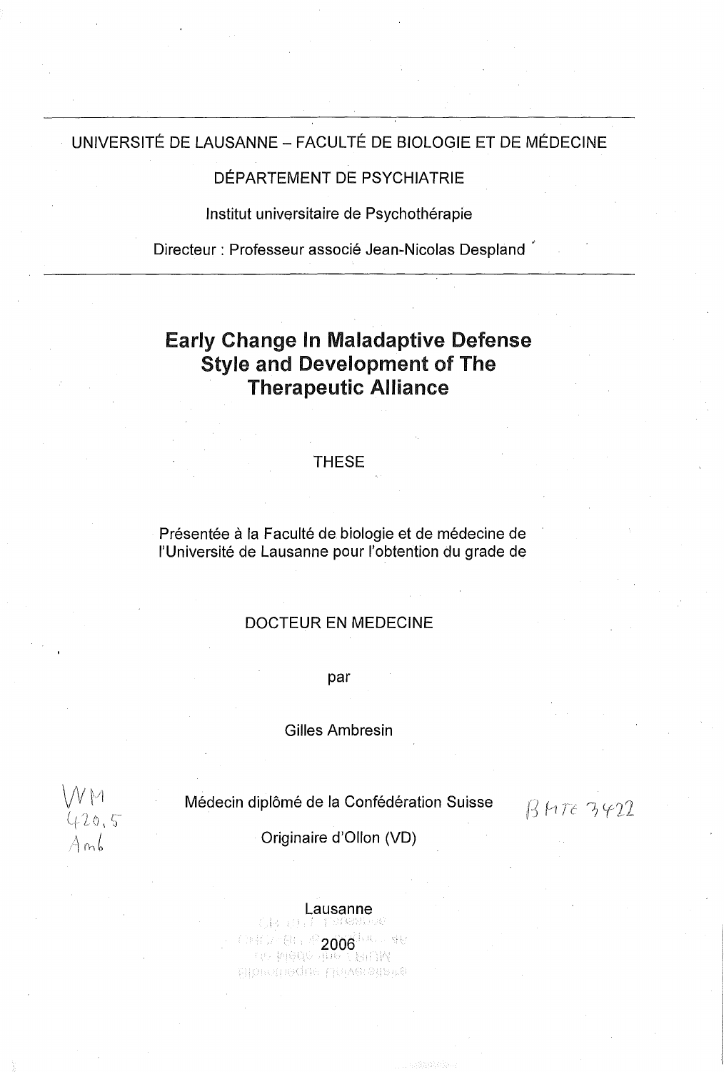UNIVERSITÉ DE LAUSANNE – FACULTÉ DE BIOLOGIE ET DE MÉDECINE

DÉPARTEMENT DE PSYCHIATRIE

Institut universitaire de Psychothérapie

Directeur : Professeur associé Jean-Nicolas Despland

# Early Change In Maladaptive Defense Style and Development of The Therapeutic Alliance

THESE

Présentée à la Faculté de biologie et de médecine de l'Université de Lausanne pour l'obtention du grade de

DOCTEUR EN MEDECINE

par

Gilles Ambresin

WM 420.5 Amb

Médecin diplômé de la Confédération Suisse

BMTE 3422

Originaire d'Ollon (VD)

Lausanne

2006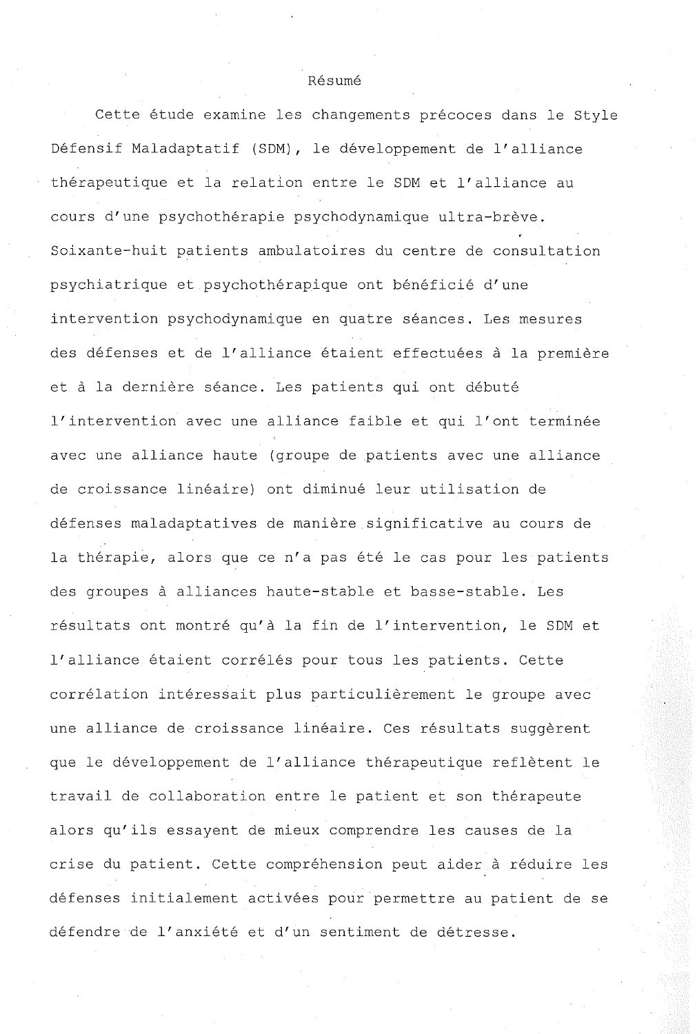# Résumé

Cette étude examine les changements précoces dans le Style Défensif Maladaptatif (SDM), le développement de l'alliance thérapeutique et la relation entre le SDM et l'alliance au cours d'une psychothérapie psychodynamique ultra-brève. Soixante-huit patients ambulatoires du centre de consultation psychiatrique et psychothérapique ont bénéficié d'une intervention psychodynamique en quatre séances. Les mesures des défenses et de l'alliance étaient effectuées à la première et à la dernière séance. Les patients qui ont débuté l'intervention avec une alliance faible et qui l'ont terminée avec une alliance haute (groupe de patients avec une alliance de croissance linéaire) ont diminué leur utilisation de défenses maladaptatives de manière significative au cours de la thérapie, alors que ce n'a pas été le cas pour les patients des groupes à alliances haute-stable et basse-stable. Les résultats ont montré qu'à la fin de l'intervention, le SDM et l'alliance étaient corrélés pour tous les patients. Cette corrélation intéressait plus particulièrement le groupe avec une alliance de croissance linéaire. Ces résultats suggèrent que le développement de l'alliance thérapeutique reflètent le travail de collaboration entre le patient et son thérapeute alors qu'ils essayent de mieux comprendre les causes de la crise du patient. Cette compréhension peut aider à réduire les défenses initialement activées pour permettre au patient de se défendre de l'anxiété et d'un sentiment de détresse.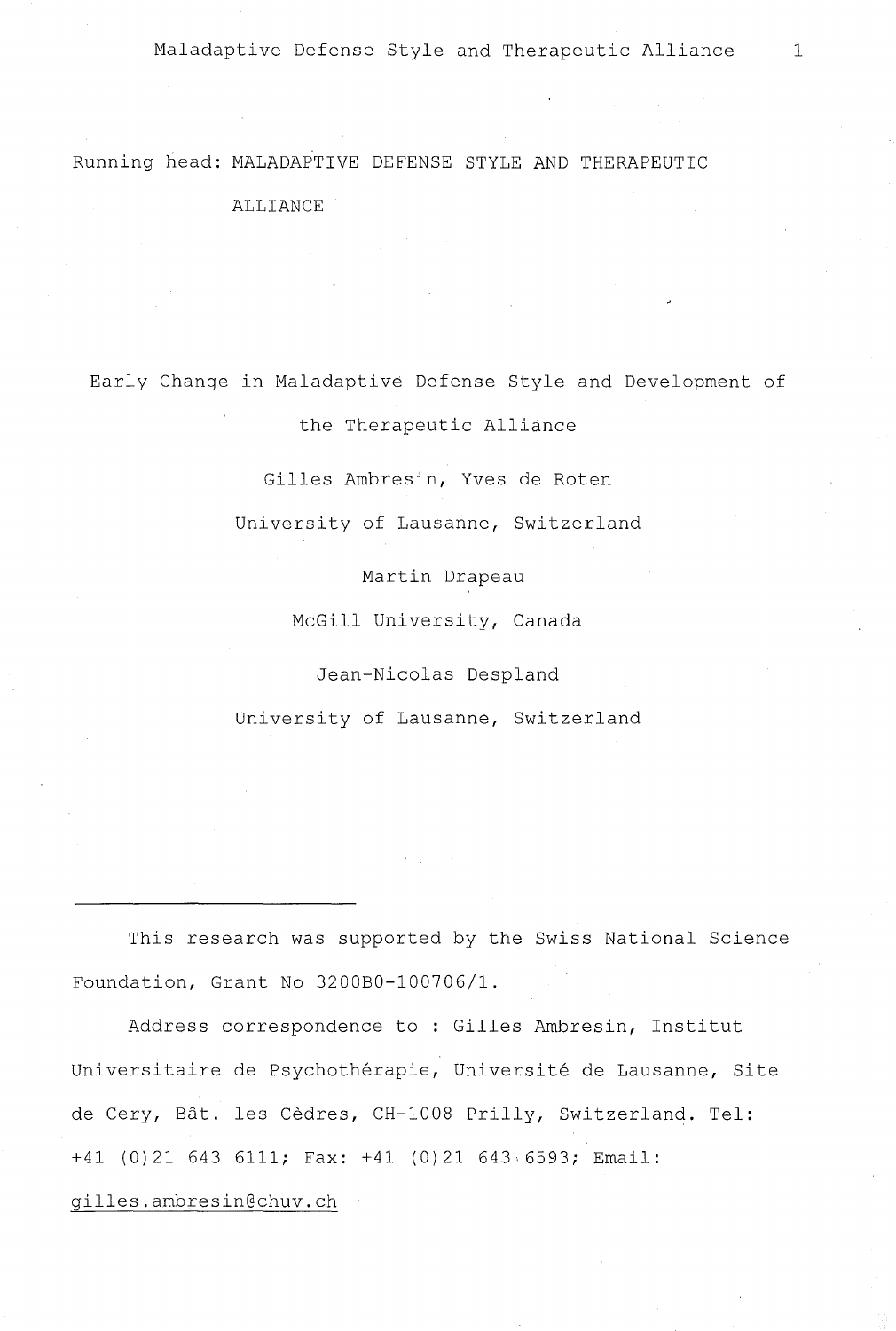Running head: MALADAPTIVE DEFENSE STYLE AND THERAPEUTIC ALLIANCE

# Early Change in Maladaptive Defense Style and Development of the Therapeutic Alliance

Gilles Ambresin, Yves de Roten

University of Lausanne, Switzerland

Martin Drapeau

McGill University, Canada

Jean-Nicolas Despland

University of Lausanne, Switzerland

---

This research was supported by the Swiss National Science Foundation, Grant No 3200B0-100706/1.

Address correspondence to : Gilles Ambresin, Institut Universitaire de Psychothérapie, Université de Lausanne, Site de Cery, Bât. les Cèdres, CH-1008 Prilly, Switzerland. Tel: +41 (0)21 643 6111; Fax: +41 (0)21 643 6593; Email: gilles.ambresin@chuv.ch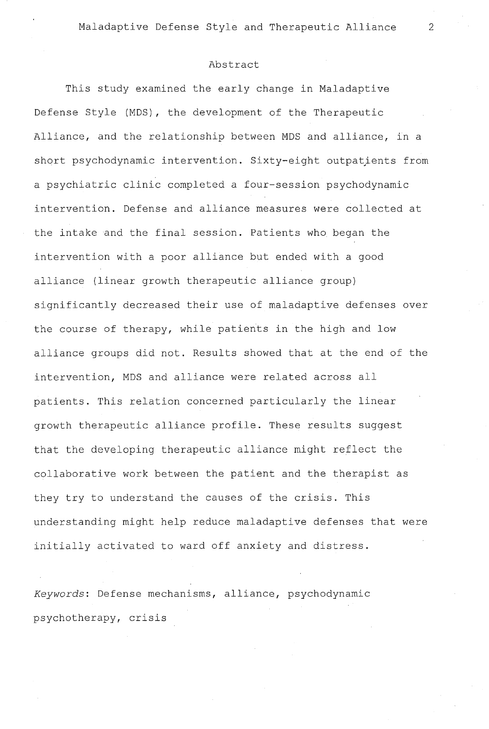## Abstract

This study examined the early change in Maladaptive Defense Style (MDS), the development of the Therapeutic Alliance, and the relationship between MDS and alliance, in a short psychodynamic intervention. Sixty-eight outpatients from a psychiatric clinic completed a four-session psychodynamic intervention. Defense and alliance measures were collected at the intake and the final session. Patients who began the intervention with a poor alliance but ended with a good alliance (linear growth therapeutic alliance group) significantly decreased their use of maladaptive defenses over the course of therapy, while patients in the high and low alliance groups did not. Results showed that at the end of the intervention, MDS and alliance were related across all patients. This relation concerned particularly the linear growth therapeutic alliance profile. These results suggest that the developing therapeutic alliance might reflect the collaborative work between the patient and the therapist as they try to understand the causes of the crisis. This understanding might help reduce maladaptive defenses that were initially activated to ward off anxiety and distress.

*Keywords*: Defense mechanisms, alliance, psychodynamic psychotherapy, crisis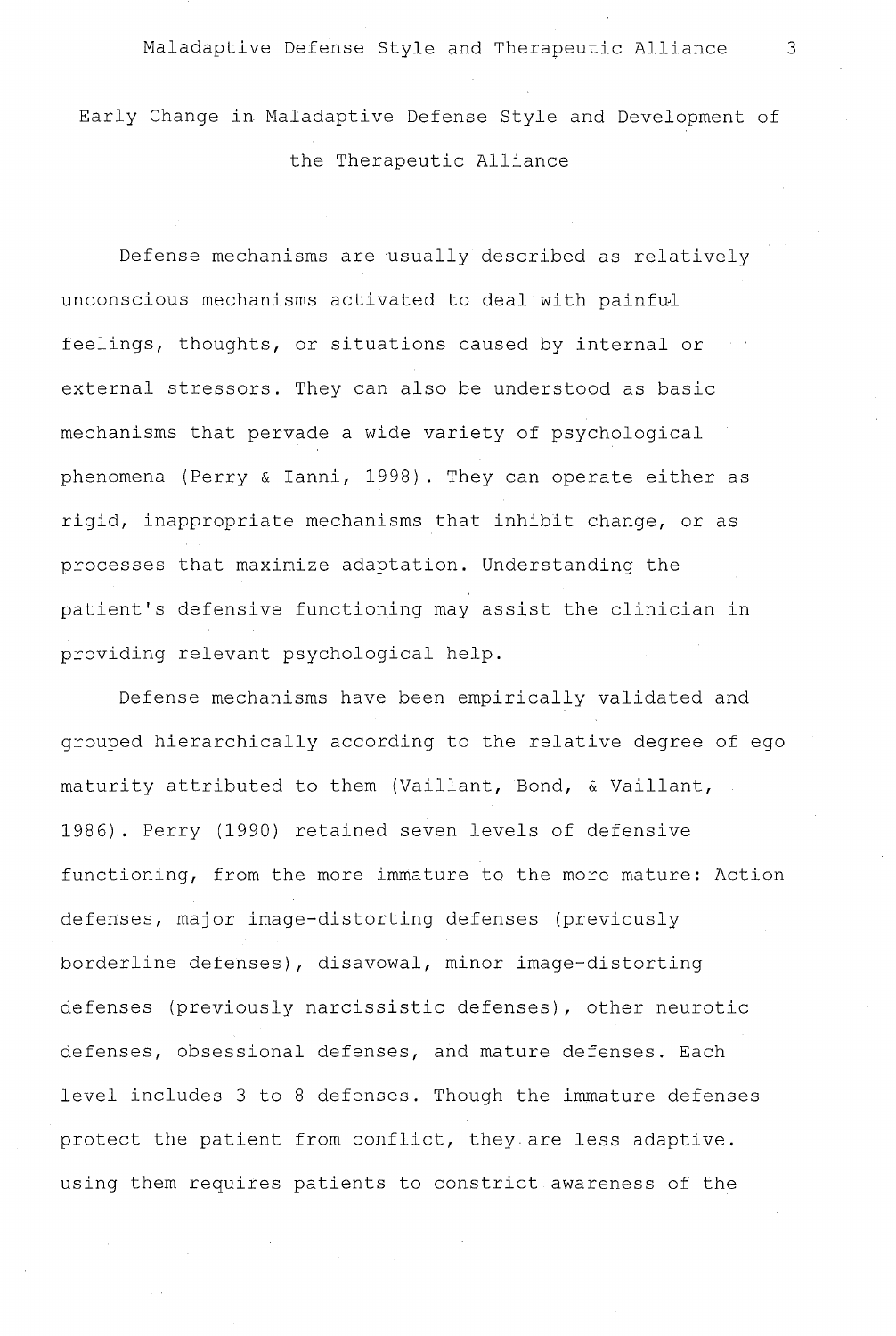# Early Change in Maladaptive Defense Style and Development of the Therapeutic Alliance

Defense mechanisms are usually described as relatively unconscious mechanisms activated to deal with painful feelings, thoughts, or situations caused by internal or external stressors. They can also be understood as basic mechanisms that pervade a wide variety of psychological phenomena (Perry & Ianni, 1998). They can operate either as rigid, inappropriate mechanisms that inhibit change, or as processes that maximize adaptation. Understanding the patient's defensive functioning may assist the clinician in providing relevant psychological help.

Defense mechanisms have been empirically validated and grouped hierarchically according to the relative degree of ego maturity attributed to them (Vaillant, Bond, & Vaillant, 1986). Perry (1990) retained seven levels of defensive functioning, from the more immature to the more mature: Action defenses, major image-distorting defenses (previously borderline defenses), disavowal, minor image-distorting defenses (previously narcissistic defenses), other neurotic defenses, obsessional defenses, and mature defenses. Each level includes 3 to 8 defenses. Though the immature defenses protect the patient from conflict, they are less adaptive. using them requires patients to constrict awareness of the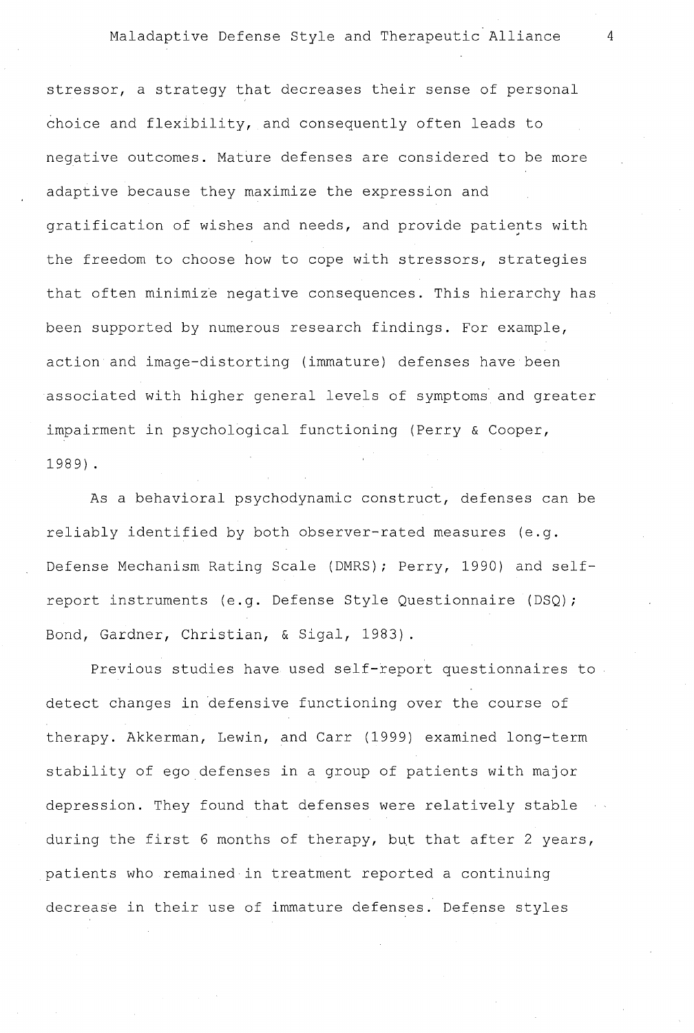stressor, a strategy that decreases their sense of personal choice and flexibility, and consequently often leads to negative outcomes. Mature defenses are considered to be more adaptive because they maximize the expression and gratification of wishes and needs, and provide patients with the freedom to choose how to cope with stressors, strategies that often minimize negative consequences. This hierarchy has been supported by numerous research findings. For example, action and image-distorting (immature) defenses have been associated with higher general levels of symptoms and greater impairment in psychological functioning (Perry & Cooper, 1989).

As a behavioral psychodynamic construct, defenses can be reliably identified by both observer-rated measures (e.g. Defense Mechanism Rating Scale (DMRS); Perry, 1990) and self-report instruments (e.g. Defense Style Questionnaire (DSQ); Bond, Gardner, Christian, & Sigal, 1983).

Previous studies have used self-report questionnaires to detect changes in defensive functioning over the course of therapy. Akkerman, Lewin, and Carr (1999) examined long-term stability of ego defenses in a group of patients with major depression. They found that defenses were relatively stable during the first 6 months of therapy, but that after 2 years, patients who remained in treatment reported a continuing decrease in their use of immature defenses. Defense styles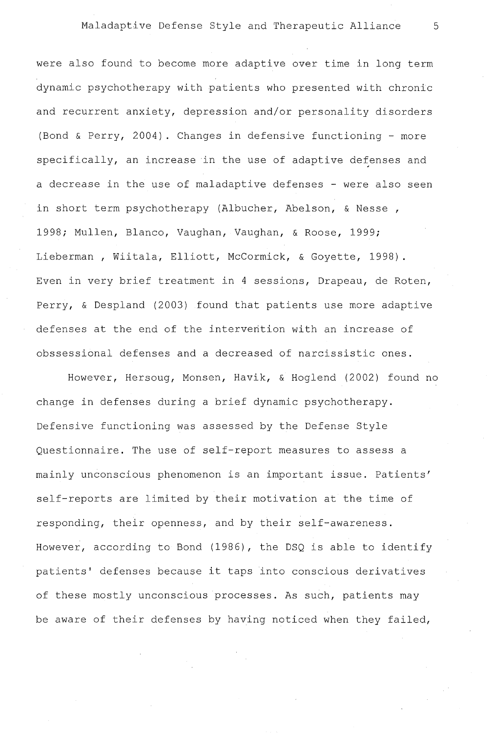were also found to become more adaptive over time in long term dynamic psychotherapy with patients who presented with chronic and recurrent anxiety, depression and/or personality disorders (Bond & Perry, 2004). Changes in defensive functioning - more specifically, an increase in the use of adaptive defenses and a decrease in the use of maladaptive defenses - were also seen in short term psychotherapy (Albucher, Abelson, & Nesse , 1998; Mullen, Blanco, Vaughan, Vaughan, & Roose, 1999; Lieberman , Wiitala, Elliott, McCormick, & Goyette, 1998). Even in very brief treatment in 4 sessions, Drapeau, de Roten, Perry, & Despland (2003) found that patients use more adaptive defenses at the end of the intervention with an increase of obssessional defenses and a decreased of narcissistic ones.

However, Hersoug, Monsen, Havik, & Hoglend (2002) found no change in defenses during a brief dynamic psychotherapy. Defensive functioning was assessed by the Defense Style Questionnaire. The use of self-report measures to assess a mainly unconscious phenomenon is an important issue. Patients' self-reports are limited by their motivation at the time of responding, their openness, and by their self-awareness. However, according to Bond (1986), the DSQ is able to identify patients' defenses because it taps into conscious derivatives of these mostly unconscious processes. As such, patients may be aware of their defenses by having noticed when they failed,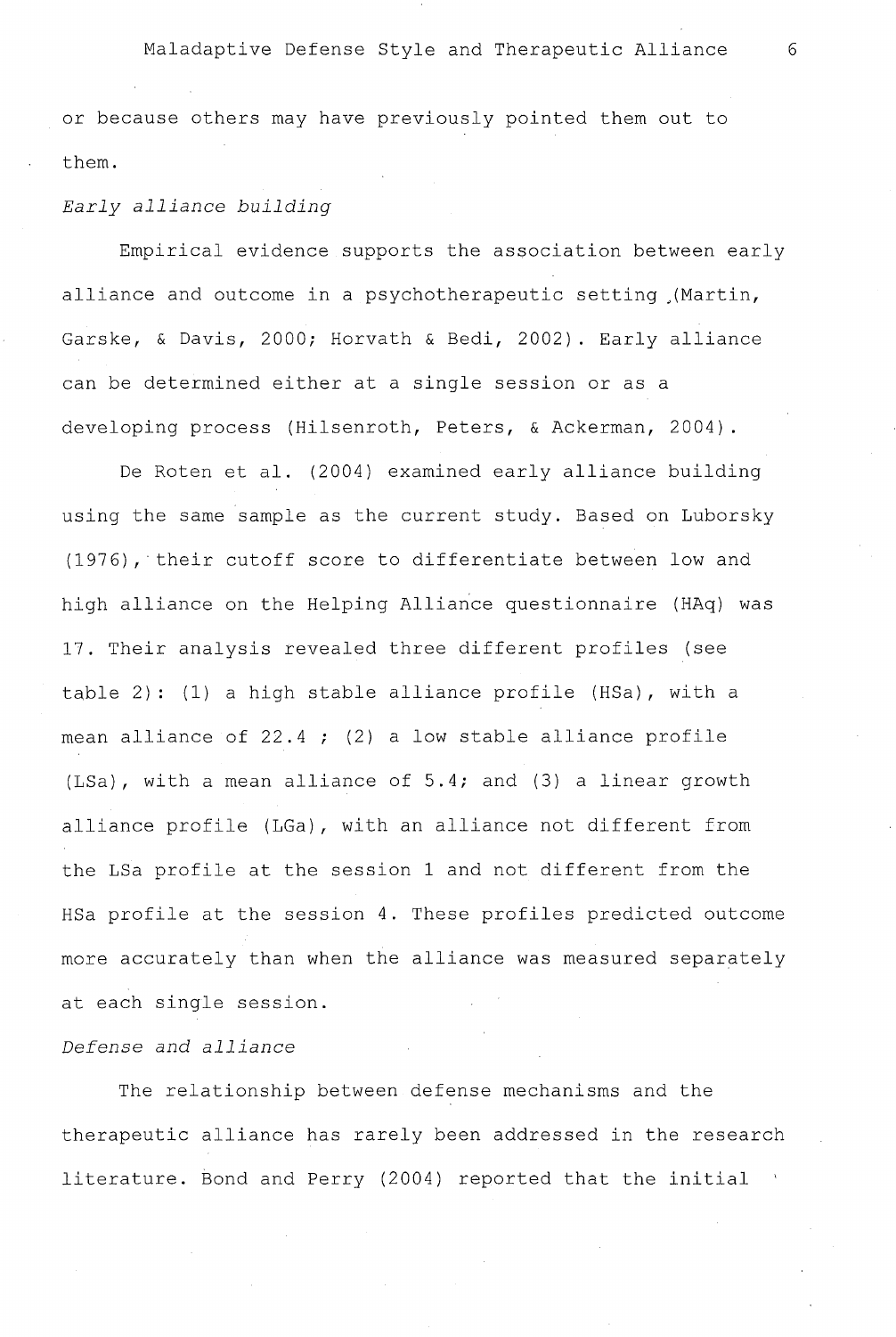or because others may have previously pointed them out to them.

*Early alliance building*

Empirical evidence supports the association between early alliance and outcome in a psychotherapeutic setting (Martin, Garske, & Davis, 2000; Horvath & Bedi, 2002). Early alliance can be determined either at a single session or as a developing process (Hilsenroth, Peters, & Ackerman, 2004).

De Roten et al. (2004) examined early alliance building using the same sample as the current study. Based on Luborsky (1976), their cutoff score to differentiate between low and high alliance on the Helping Alliance questionnaire (HAq) was 17. Their analysis revealed three different profiles (see table 2): (1) a high stable alliance profile (HSa), with a mean alliance of 22.4 ; (2) a low stable alliance profile (LSa), with a mean alliance of 5.4; and (3) a linear growth alliance profile (LGa), with an alliance not different from the LSa profile at the session 1 and not different from the HSa profile at the session 4. These profiles predicted outcome more accurately than when the alliance was measured separately at each single session.

*Defense and alliance*

The relationship between defense mechanisms and the therapeutic alliance has rarely been addressed in the research literature. Bond and Perry (2004) reported that the initial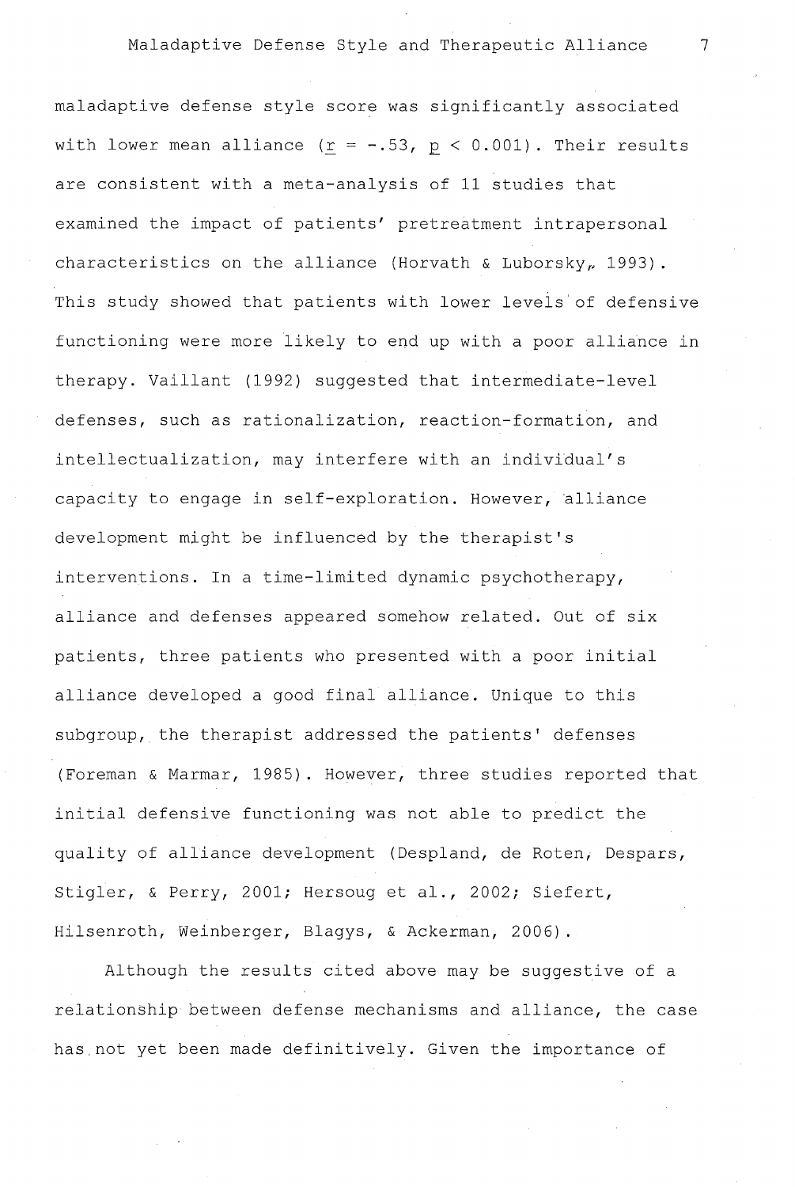maladaptive defense style score was significantly associated with lower mean alliance ($r = -.53$, $p < 0.001$). Their results are consistent with a meta-analysis of 11 studies that examined the impact of patients' pretreatment intrapersonal characteristics on the alliance (Horvath & Luborsky, 1993). This study showed that patients with lower levels of defensive functioning were more likely to end up with a poor alliance in therapy. Vaillant (1992) suggested that intermediate-level defenses, such as rationalization, reaction-formation, and intellectualization, may interfere with an individual's capacity to engage in self-exploration. However, alliance development might be influenced by the therapist's interventions. In a time-limited dynamic psychotherapy, alliance and defenses appeared somehow related. Out of six patients, three patients who presented with a poor initial alliance developed a good final alliance. Unique to this subgroup, the therapist addressed the patients' defenses (Foreman & Marmar, 1985). However, three studies reported that initial defensive functioning was not able to predict the quality of alliance development (Despland, de Roten, Despars, Stigler, & Perry, 2001; Hersoug et al., 2002; Siefert, Hilsenroth, Weinberger, Blagys, & Ackerman, 2006).

Although the results cited above may be suggestive of a relationship between defense mechanisms and alliance, the case has not yet been made definitively. Given the importance of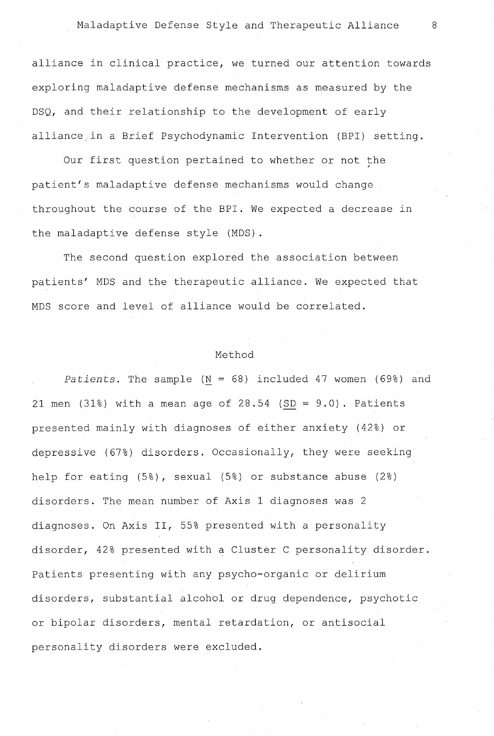alliance in clinical practice, we turned our attention towards exploring maladaptive defense mechanisms as measured by the DSQ, and their relationship to the development of early alliance in a Brief Psychodynamic Intervention (BPI) setting.

Our first question pertained to whether or not the patient's maladaptive defense mechanisms would change throughout the course of the BPI. We expected a decrease in the maladaptive defense style (MDS).

The second question explored the association between patients' MDS and the therapeutic alliance. We expected that MDS score and level of alliance would be correlated.

## Method

*Patients*. The sample ($\underline{N}$ = 68) included 47 women (69%) and 21 men (31%) with a mean age of 28.54 ($\underline{SD}$ = 9.0). Patients presented mainly with diagnoses of either anxiety (42%) or depressive (67%) disorders. Occasionally, they were seeking help for eating (5%), sexual (5%) or substance abuse (2%) disorders. The mean number of Axis 1 diagnoses was 2 diagnoses. On Axis II, 55% presented with a personality disorder, 42% presented with a Cluster C personality disorder. Patients presenting with any psycho-organic or delirium disorders, substantial alcohol or drug dependence, psychotic or bipolar disorders, mental retardation, or antisocial personality disorders were excluded.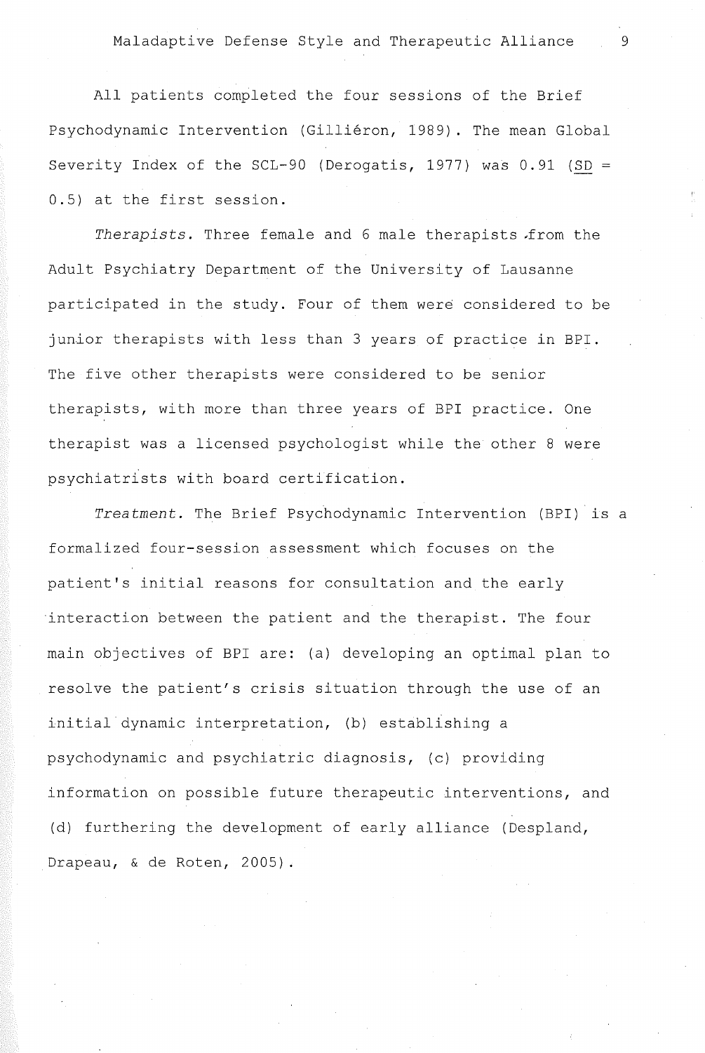All patients completed the four sessions of the Brief Psychodynamic Intervention (Gilliéron, 1989). The mean Global Severity Index of the SCL-90 (Derogatis, 1977) was 0.91 (SD = 0.5) at the first session.

*Therapists.* Three female and 6 male therapists from the Adult Psychiatry Department of the University of Lausanne participated in the study. Four of them were considered to be junior therapists with less than 3 years of practice in BPI. The five other therapists were considered to be senior therapists, with more than three years of BPI practice. One therapist was a licensed psychologist while the other 8 were psychiatrists with board certification.

*Treatment.* The Brief Psychodynamic Intervention (BPI) is a formalized four-session assessment which focuses on the patient's initial reasons for consultation and the early interaction between the patient and the therapist. The four main objectives of BPI are: (a) developing an optimal plan to resolve the patient's crisis situation through the use of an initial dynamic interpretation, (b) establishing a psychodynamic and psychiatric diagnosis, (c) providing information on possible future therapeutic interventions, and (d) furthering the development of early alliance (Despland, Drapeau, & de Roten, 2005).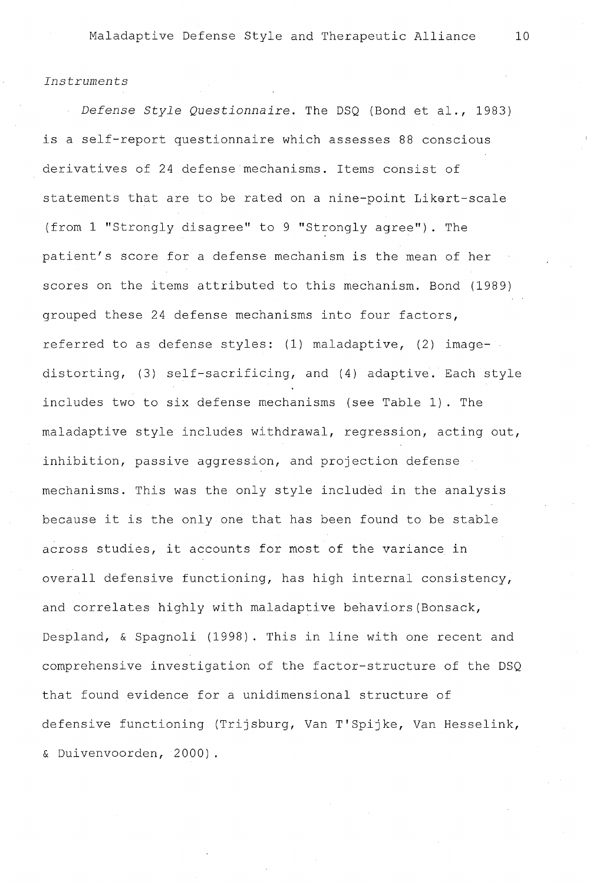*Instruments*

*Defense Style Questionnaire.* The DSQ (Bond et al., 1983) is a self-report questionnaire which assesses 88 conscious derivatives of 24 defense mechanisms. Items consist of statements that are to be rated on a nine-point Likert-scale (from 1 "Strongly disagree" to 9 "Strongly agree"). The patient's score for a defense mechanism is the mean of her scores on the items attributed to this mechanism. Bond (1989) grouped these 24 defense mechanisms into four factors, referred to as defense styles: (1) maladaptive, (2) image-distorting, (3) self-sacrificing, and (4) adaptive. Each style includes two to six defense mechanisms (see Table 1). The maladaptive style includes withdrawal, regression, acting out, inhibition, passive aggression, and projection defense mechanisms. This was the only style included in the analysis because it is the only one that has been found to be stable across studies, it accounts for most of the variance in overall defensive functioning, has high internal consistency, and correlates highly with maladaptive behaviors(Bonsack, Despland, & Spagnoli (1998). This in line with one recent and comprehensive investigation of the factor-structure of the DSQ that found evidence for a unidimensional structure of defensive functioning (Trijsburg, Van T'Spijke, Van Hesselink, & Duivenvoorden, 2000).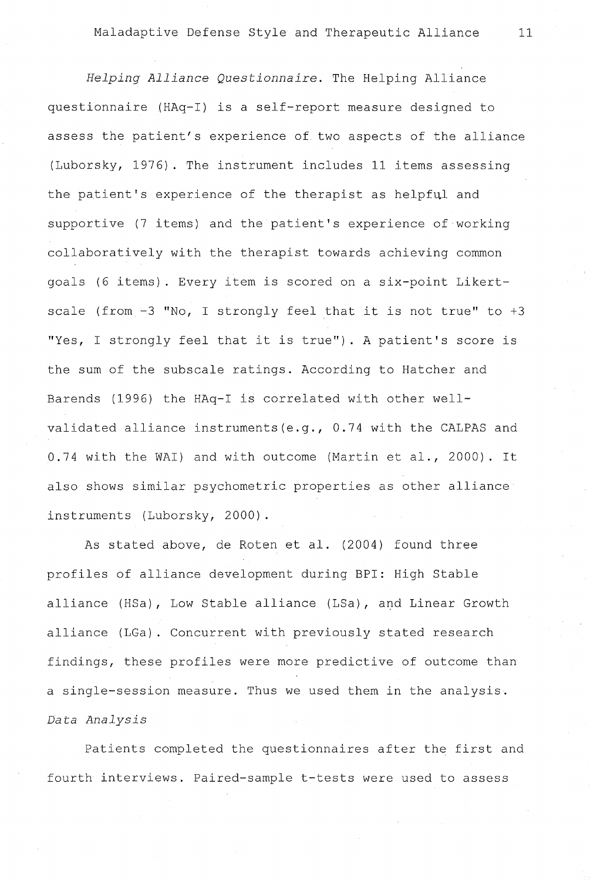*Helping Alliance Questionnaire.* The Helping Alliance questionnaire (HAq-I) is a self-report measure designed to assess the patient's experience of two aspects of the alliance (Luborsky, 1976). The instrument includes 11 items assessing the patient's experience of the therapist as helpful and supportive (7 items) and the patient's experience of working collaboratively with the therapist towards achieving common goals (6 items). Every item is scored on a six-point Likert-scale (from -3 "No, I strongly feel that it is not true" to +3 "Yes, I strongly feel that it is true"). A patient's score is the sum of the subscale ratings. According to Hatcher and Barends (1996) the HAq-I is correlated with other well-validated alliance instruments(e.g., 0.74 with the CALPAS and 0.74 with the WAI) and with outcome (Martin et al., 2000). It also shows similar psychometric properties as other alliance instruments (Luborsky, 2000).

As stated above, de Roten et al. (2004) found three profiles of alliance development during BPI: High Stable alliance (HSa), Low Stable alliance (LSa), and Linear Growth alliance (LGa). Concurrent with previously stated research findings, these profiles were more predictive of outcome than a single-session measure. Thus we used them in the analysis.

*Data Analysis*

Patients completed the questionnaires after the first and fourth interviews. Paired-sample t-tests were used to assess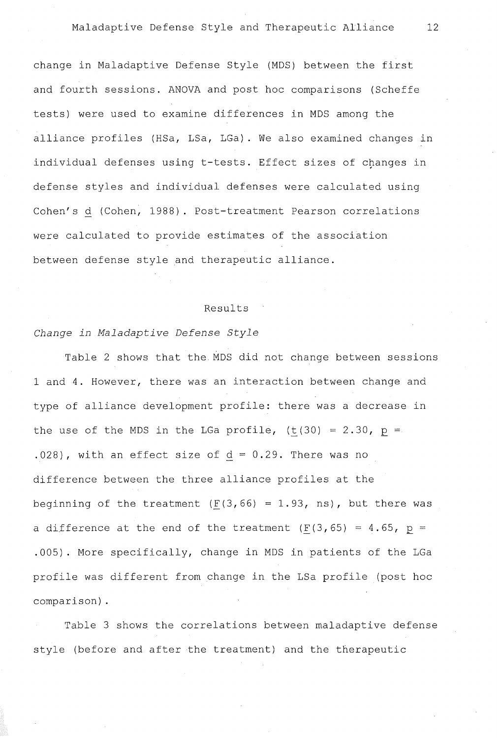change in Maladaptive Defense Style (MDS) between the first and fourth sessions. ANOVA and post hoc comparisons (Scheffe tests) were used to examine differences in MDS among the alliance profiles (HSa, LSa, LGa). We also examined changes in individual defenses using t-tests. Effect sizes of changes in defense styles and individual defenses were calculated using Cohen's $d$ (Cohen, 1988). Post-treatment Pearson correlations were calculated to provide estimates of the association between defense style and therapeutic alliance.

## Results

*Change in Maladaptive Defense Style*

Table 2 shows that the MDS did not change between sessions 1 and 4. However, there was an interaction between change and type of alliance development profile: there was a decrease in the use of the MDS in the LGa profile, ($t(30) = 2.30$, $p = .028$), with an effect size of $d = 0.29$. There was no difference between the three alliance profiles at the beginning of the treatment ($F(3,66) = 1.93$, ns), but there was a difference at the end of the treatment ($F(3,65) = 4.65$, $p = .005$). More specifically, change in MDS in patients of the LGa profile was different from change in the LSa profile (post hoc comparison).

Table 3 shows the correlations between maladaptive defense style (before and after the treatment) and the therapeutic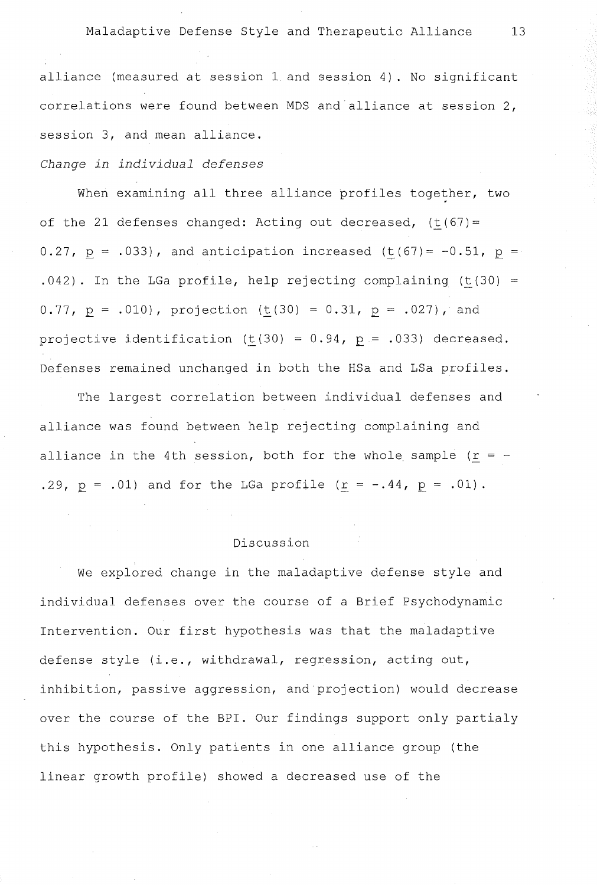alliance (measured at session 1 and session 4). No significant correlations were found between MDS and alliance at session 2, session 3, and mean alliance.

*Change in individual defenses*

When examining all three alliance profiles together, two of the 21 defenses changed: Acting out decreased, ($t(67) = 0.27$, $p = .033$), and anticipation increased ($t(67) = -0.51$, $p = .042$). In the LGa profile, help rejecting complaining ($t(30) = 0.77$, $p = .010$), projection ($t(30) = 0.31$, $p = .027$), and projective identification ($t(30) = 0.94$, $p = .033$) decreased. Defenses remained unchanged in both the HSa and LSa profiles.

The largest correlation between individual defenses and alliance was found between help rejecting complaining and alliance in the 4th session, both for the whole sample ($r = -.29$, $p = .01$) and for the LGa profile ($r = -.44$, $p = .01$).

## Discussion

We explored change in the maladaptive defense style and individual defenses over the course of a Brief Psychodynamic Intervention. Our first hypothesis was that the maladaptive defense style (i.e., withdrawal, regression, acting out, inhibition, passive aggression, and projection) would decrease over the course of the BPI. Our findings support only partialy this hypothesis. Only patients in one alliance group (the linear growth profile) showed a decreased use of the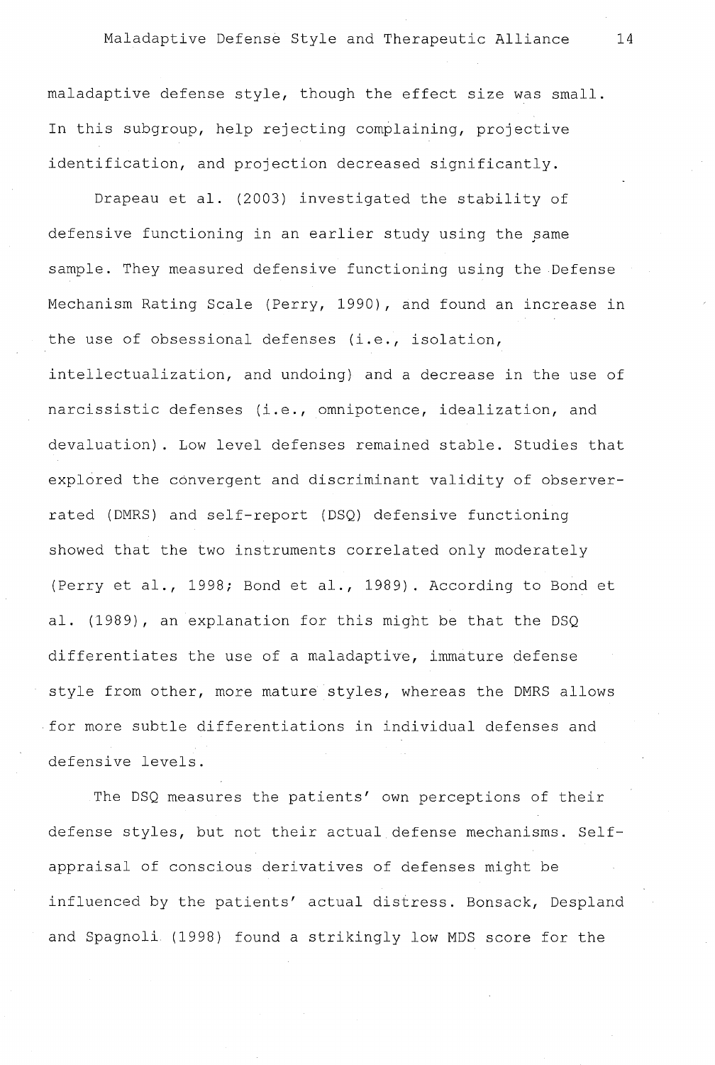maladaptive defense style, though the effect size was small. In this subgroup, help rejecting complaining, projective identification, and projection decreased significantly.

Drapeau et al. (2003) investigated the stability of defensive functioning in an earlier study using the same sample. They measured defensive functioning using the Defense Mechanism Rating Scale (Perry, 1990), and found an increase in the use of obsessional defenses (i.e., isolation, intellectualization, and undoing) and a decrease in the use of narcissistic defenses (i.e., omnipotence, idealization, and devaluation). Low level defenses remained stable. Studies that explored the convergent and discriminant validity of observer-rated (DMRS) and self-report (DSQ) defensive functioning showed that the two instruments correlated only moderately (Perry et al., 1998; Bond et al., 1989). According to Bond et al. (1989), an explanation for this might be that the DSQ differentiates the use of a maladaptive, immature defense style from other, more mature styles, whereas the DMRS allows for more subtle differentiations in individual defenses and defensive levels.

The DSQ measures the patients' own perceptions of their defense styles, but not their actual defense mechanisms. Self-appraisal of conscious derivatives of defenses might be influenced by the patients' actual distress. Bonsack, Despland and Spagnoli (1998) found a strikingly low MDS score for the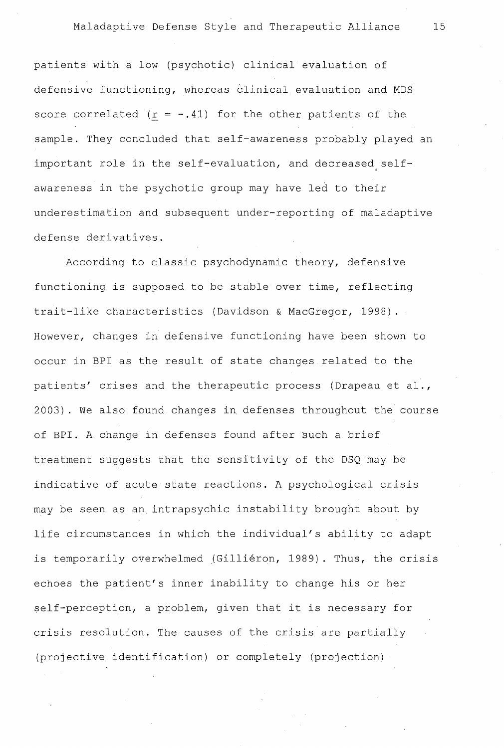patients with a low (psychotic) clinical evaluation of defensive functioning, whereas clinical evaluation and MDS score correlated ($r = -.41$) for the other patients of the sample. They concluded that self-awareness probably played an important role in the self-evaluation, and decreased self-awareness in the psychotic group may have led to their underestimation and subsequent under-reporting of maladaptive defense derivatives.

According to classic psychodynamic theory, defensive functioning is supposed to be stable over time, reflecting trait-like characteristics (Davidson & MacGregor, 1998). However, changes in defensive functioning have been shown to occur in BPI as the result of state changes related to the patients' crises and the therapeutic process (Drapeau et al., 2003). We also found changes in defenses throughout the course of BPI. A change in defenses found after such a brief treatment suggests that the sensitivity of the DSQ may be indicative of acute state reactions. A psychological crisis may be seen as an intrapsychic instability brought about by life circumstances in which the individual's ability to adapt is temporarily overwhelmed (Gilliéron, 1989). Thus, the crisis echoes the patient's inner inability to change his or her self-perception, a problem, given that it is necessary for crisis resolution. The causes of the crisis are partially (projective identification) or completely (projection)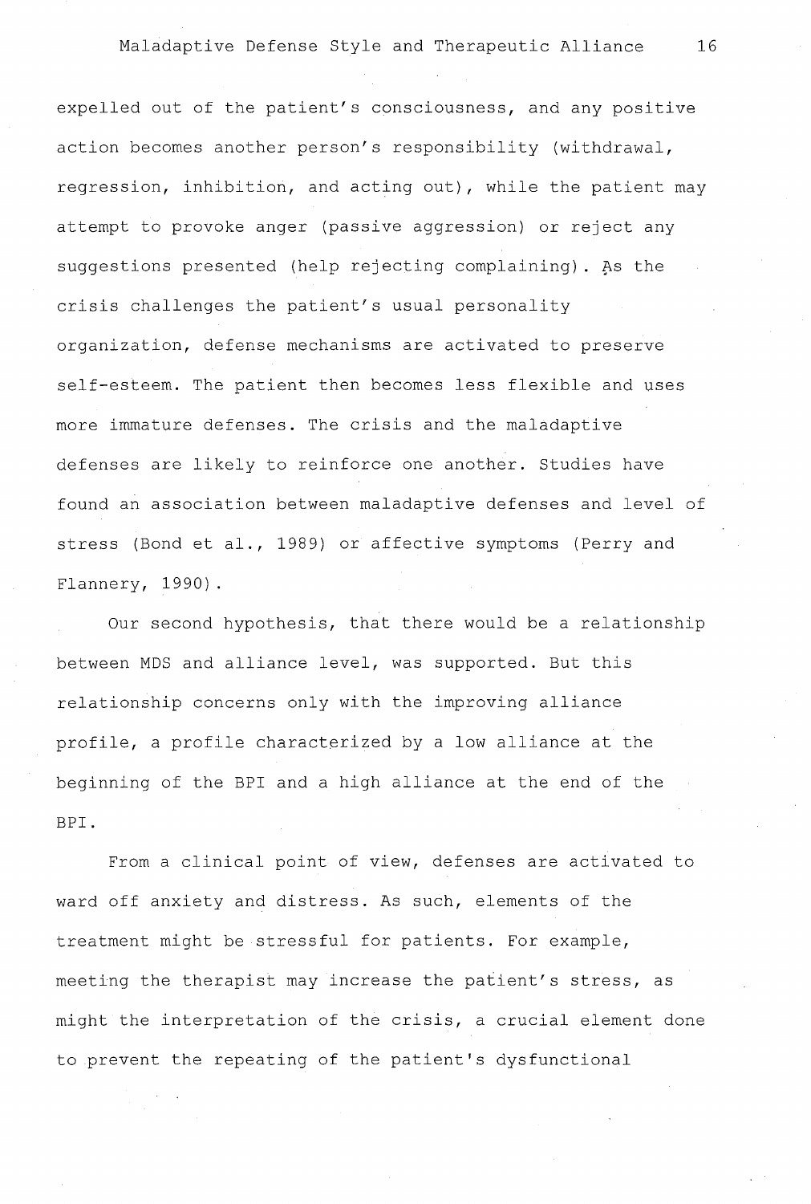expelled out of the patient's consciousness, and any positive action becomes another person's responsibility (withdrawal, regression, inhibition, and acting out), while the patient may attempt to provoke anger (passive aggression) or reject any suggestions presented (help rejecting complaining). As the crisis challenges the patient's usual personality organization, defense mechanisms are activated to preserve self-esteem. The patient then becomes less flexible and uses more immature defenses. The crisis and the maladaptive defenses are likely to reinforce one another. Studies have found an association between maladaptive defenses and level of stress (Bond et al., 1989) or affective symptoms (Perry and Flannery, 1990).

Our second hypothesis, that there would be a relationship between MDS and alliance level, was supported. But this relationship concerns only with the improving alliance profile, a profile characterized by a low alliance at the beginning of the BPI and a high alliance at the end of the BPI.

From a clinical point of view, defenses are activated to ward off anxiety and distress. As such, elements of the treatment might be stressful for patients. For example, meeting the therapist may increase the patient's stress, as might the interpretation of the crisis, a crucial element done to prevent the repeating of the patient's dysfunctional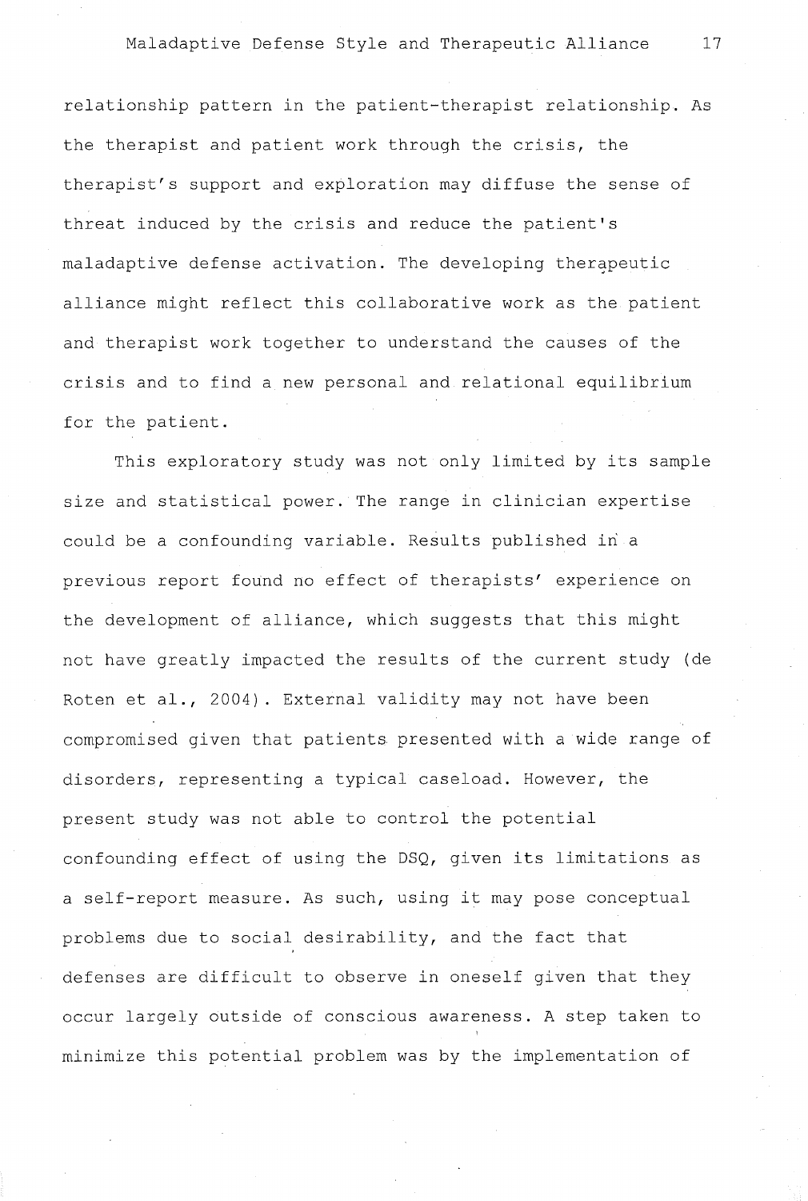relationship pattern in the patient-therapist relationship. As the therapist and patient work through the crisis, the therapist's support and exploration may diffuse the sense of threat induced by the crisis and reduce the patient's maladaptive defense activation. The developing therapeutic alliance might reflect this collaborative work as the patient and therapist work together to understand the causes of the crisis and to find a new personal and relational equilibrium for the patient.

This exploratory study was not only limited by its sample size and statistical power. The range in clinician expertise could be a confounding variable. Results published in a previous report found no effect of therapists' experience on the development of alliance, which suggests that this might not have greatly impacted the results of the current study (de Roten et al., 2004). External validity may not have been compromised given that patients presented with a wide range of disorders, representing a typical caseload. However, the present study was not able to control the potential confounding effect of using the DSQ, given its limitations as a self-report measure. As such, using it may pose conceptual problems due to social desirability, and the fact that defenses are difficult to observe in oneself given that they occur largely outside of conscious awareness. A step taken to minimize this potential problem was by the implementation of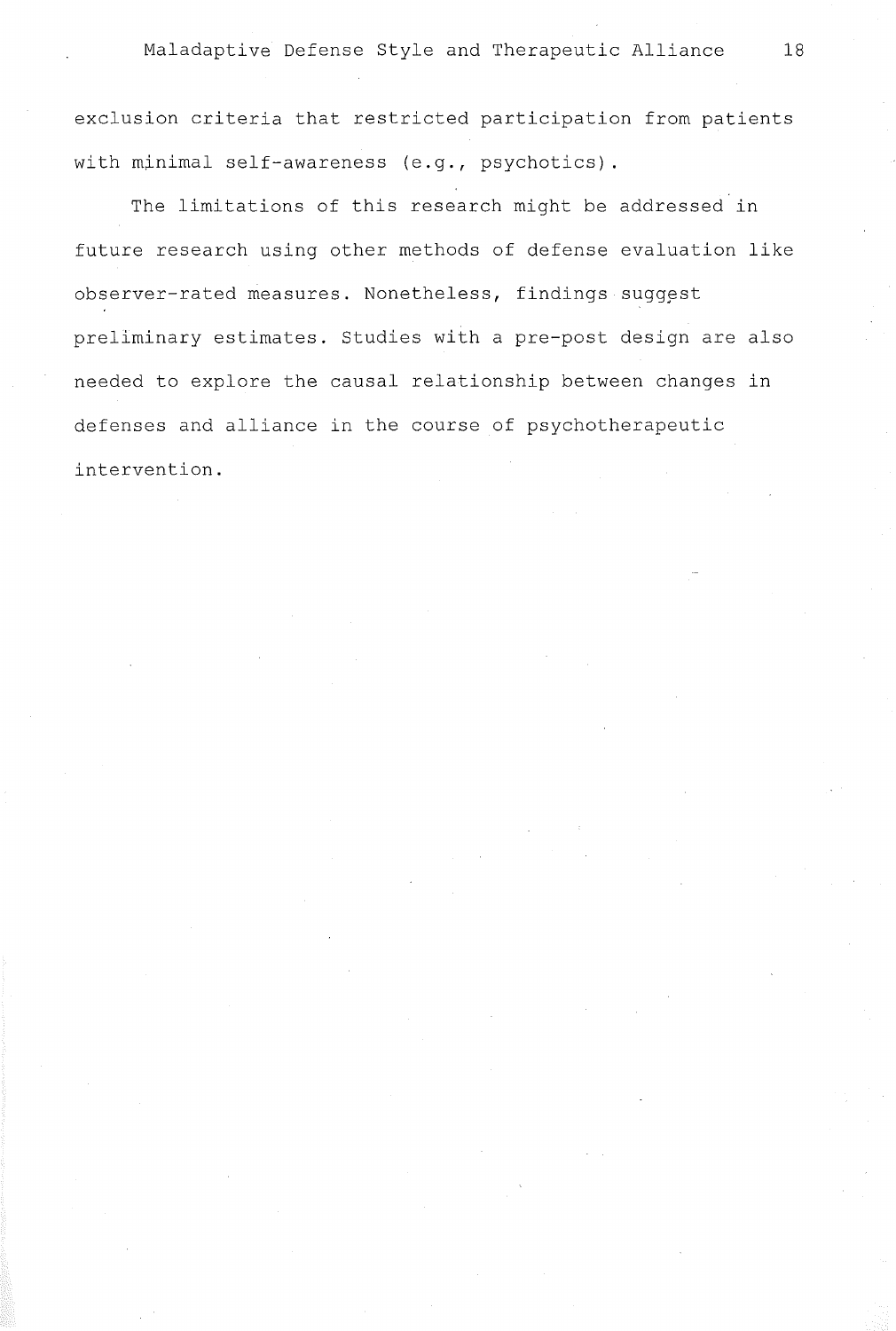exclusion criteria that restricted participation from patients with minimal self-awareness (e.g., psychotics).

The limitations of this research might be addressed in future research using other methods of defense evaluation like observer-rated measures. Nonetheless, findings suggest preliminary estimates. Studies with a pre-post design are also needed to explore the causal relationship between changes in defenses and alliance in the course of psychotherapeutic intervention.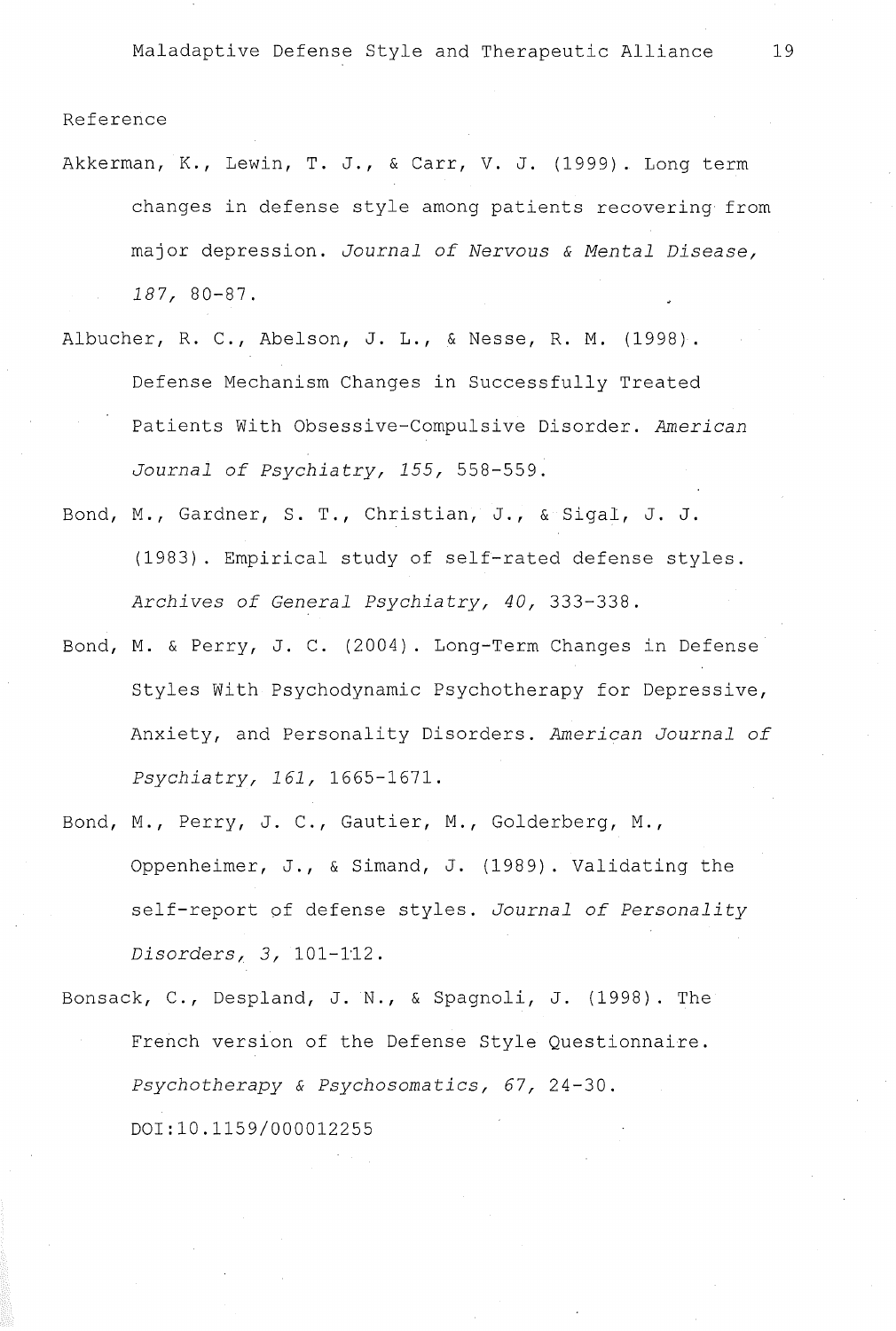## Reference

Akkerman, K., Lewin, T. J., & Carr, V. J. (1999). Long term changes in defense style among patients recovering from major depression. *Journal of Nervous & Mental Disease, 187,* 80-87.

Albucher, R. C., Abelson, J. L., & Nesse, R. M. (1998). Defense Mechanism Changes in Successfully Treated Patients With Obsessive-Compulsive Disorder. *American Journal of Psychiatry, 155,* 558-559.

Bond, M., Gardner, S. T., Christian, J., & Sigal, J. J. (1983). Empirical study of self-rated defense styles. *Archives of General Psychiatry, 40,* 333-338.

Bond, M. & Perry, J. C. (2004). Long-Term Changes in Defense Styles With Psychodynamic Psychotherapy for Depressive, Anxiety, and Personality Disorders. *American Journal of Psychiatry, 161,* 1665-1671.

Bond, M., Perry, J. C., Gautier, M., Golderberg, M., Oppenheimer, J., & Simand, J. (1989). Validating the self-report of defense styles. *Journal of Personality Disorders, 3,* 101-112.

Bonsack, C., Despland, J. N., & Spagnoli, J. (1998). The French version of the Defense Style Questionnaire. *Psychotherapy & Psychosomatics, 67,* 24-30. DOI:10.1159/000012255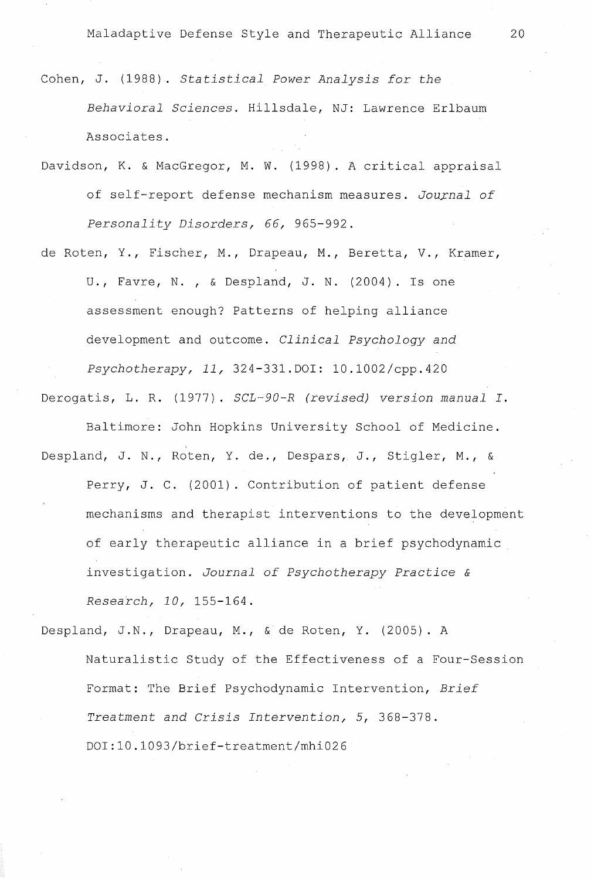Cohen, J. (1988). *Statistical Power Analysis for the Behavioral Sciences*. Hillsdale, NJ: Lawrence Erlbaum Associates.

Davidson, K. & MacGregor, M. W. (1998). A critical appraisal of self-report defense mechanism measures. *Journal of Personality Disorders, 66,* 965-992.

de Roten, Y., Fischer, M., Drapeau, M., Beretta, V., Kramer, U., Favre, N. , & Despland, J. N. (2004). Is one assessment enough? Patterns of helping alliance development and outcome. *Clinical Psychology and Psychotherapy, 11,* 324-331.DOI: 10.1002/cpp.420

Derogatis, L. R. (1977). *SCL-90-R (revised) version manual I.* Baltimore: John Hopkins University School of Medicine.

Despland, J. N., Roten, Y. de., Despars, J., Stigler, M., & Perry, J. C. (2001). Contribution of patient defense mechanisms and therapist interventions to the development of early therapeutic alliance in a brief psychodynamic investigation. *Journal of Psychotherapy Practice & Research, 10,* 155-164.

Despland, J.N., Drapeau, M., & de Roten, Y. (2005). A Naturalistic Study of the Effectiveness of a Four-Session Format: The Brief Psychodynamic Intervention, *Brief Treatment and Crisis Intervention, 5,* 368-378. DOI:10.1093/brief-treatment/mhi026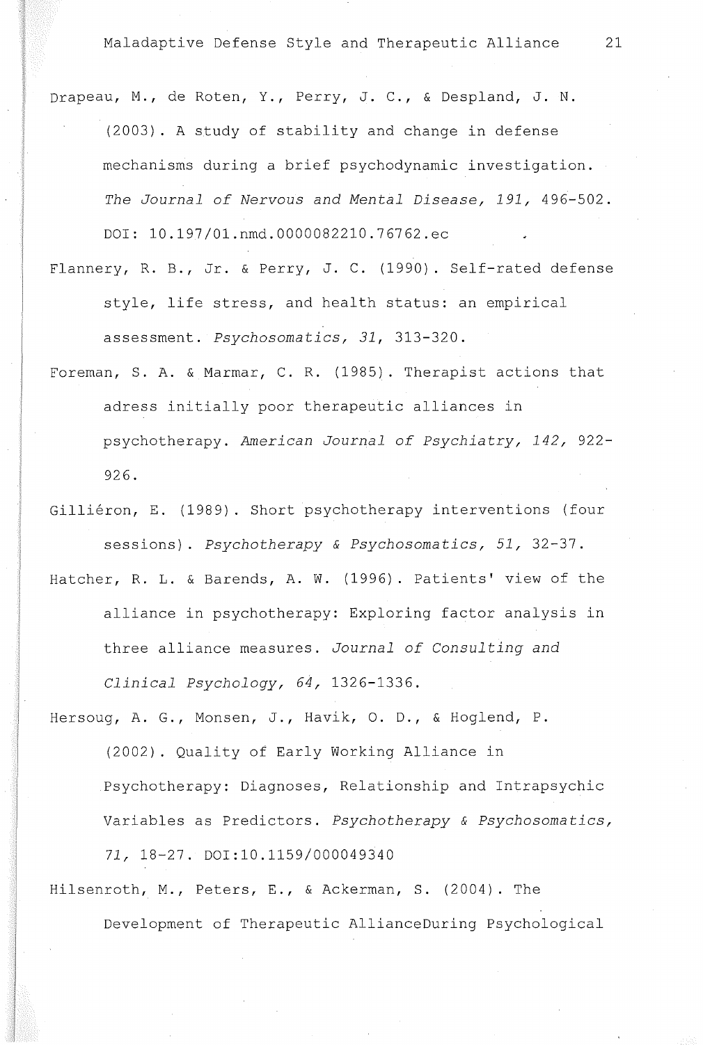Drapeau, M., de Roten, Y., Perry, J. C., & Despland, J. N. (2003). A study of stability and change in defense mechanisms during a brief psychodynamic investigation. *The Journal of Nervous and Mental Disease, 191,* 496-502. DOI: 10.197/01.nmd.0000082210.76762.ec

Flannery, R. B., Jr. & Perry, J. C. (1990). Self-rated defense style, life stress, and health status: an empirical assessment. *Psychosomatics, 31,* 313-320.

Foreman, S. A. & Marmar, C. R. (1985). Therapist actions that adress initially poor therapeutic alliances in psychotherapy. *American Journal of Psychiatry, 142,* 922-926.

Gilliéron, E. (1989). Short psychotherapy interventions (four sessions). *Psychotherapy & Psychosomatics, 51,* 32-37.

Hatcher, R. L. & Barends, A. W. (1996). Patients' view of the alliance in psychotherapy: Exploring factor analysis in three alliance measures. *Journal of Consulting and Clinical Psychology, 64,* 1326-1336.

Hersoug, A. G., Monsen, J., Havik, O. D., & Hoglend, P. (2002). Quality of Early Working Alliance in Psychotherapy: Diagnoses, Relationship and Intrapsychic Variables as Predictors. *Psychotherapy & Psychosomatics, 71,* 18-27. DOI:10.1159/000049340

Hilsenroth, M., Peters, E., & Ackerman, S. (2004). The Development of Therapeutic AllianceDuring Psychological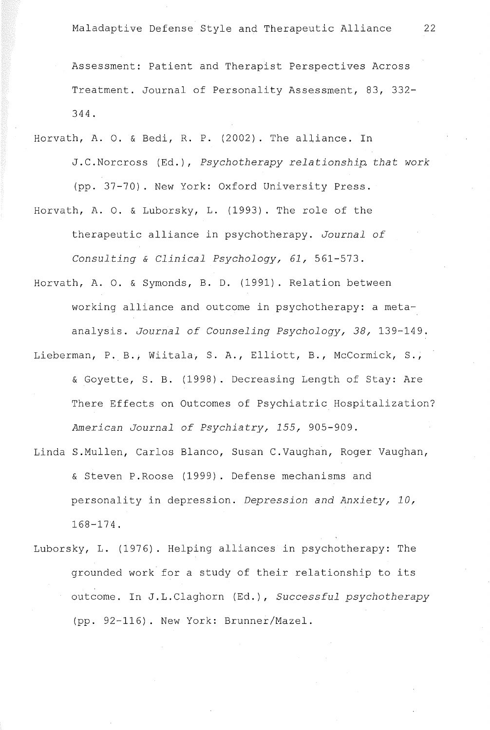Assessment: Patient and Therapist Perspectives Across Treatment. Journal of Personality Assessment, 83, 332-344.

Horvath, A. O. & Bedi, R. P. (2002). The alliance. In J.C.Norcross (Ed.), *Psychotherapy relationship that work* (pp. 37-70). New York: Oxford University Press.

Horvath, A. O. & Luborsky, L. (1993). The role of the therapeutic alliance in psychotherapy. *Journal of Consulting & Clinical Psychology, 61,* 561-573.

Horvath, A. O. & Symonds, B. D. (1991). Relation between working alliance and outcome in psychotherapy: a meta-analysis. *Journal of Counseling Psychology, 38,* 139-149.

Lieberman, P. B., Wiitala, S. A., Elliott, B., McCormick, S., & Goyette, S. B. (1998). Decreasing Length of Stay: Are There Effects on Outcomes of Psychiatric Hospitalization? *American Journal of Psychiatry, 155,* 905-909.

Linda S.Mullen, Carlos Blanco, Susan C.Vaughan, Roger Vaughan, & Steven P.Roose (1999). Defense mechanisms and personality in depression. *Depression and Anxiety, 10,* 168-174.

Luborsky, L. (1976). Helping alliances in psychotherapy: The grounded work for a study of their relationship to its outcome. In J.L.Claghorn (Ed.), *Successful psychotherapy* (pp. 92-116). New York: Brunner/Mazel.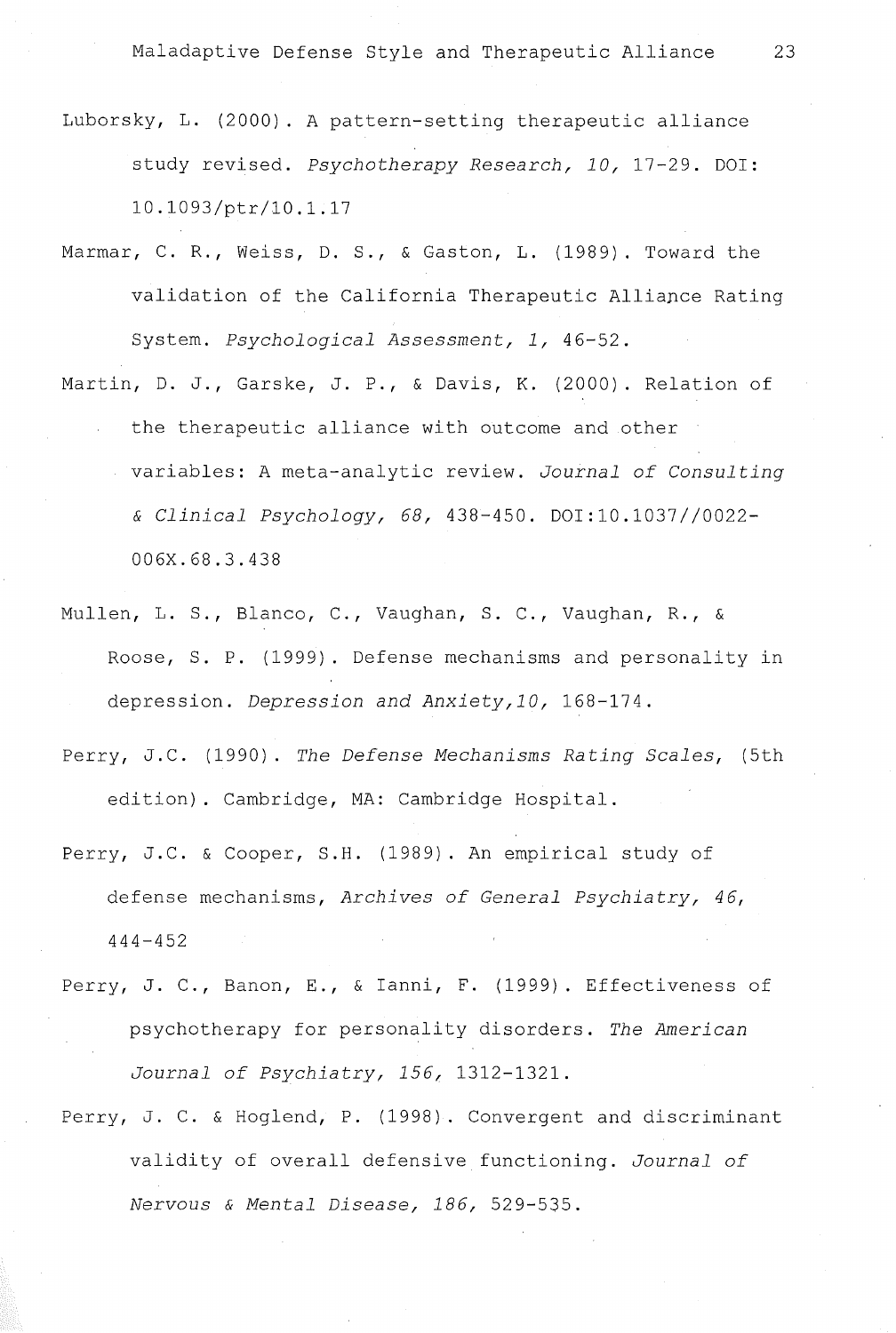Luborsky, L. (2000). A pattern-setting therapeutic alliance study revised. *Psychotherapy Research, 10,* 17-29. DOI: 10.1093/ptr/10.1.17

Marmar, C. R., Weiss, D. S., & Gaston, L. (1989). Toward the validation of the California Therapeutic Alliance Rating System. *Psychological Assessment, 1,* 46-52.

Martin, D. J., Garske, J. P., & Davis, K. (2000). Relation of the therapeutic alliance with outcome and other variables: A meta-analytic review. *Journal of Consulting & Clinical Psychology, 68,* 438-450. DOI:10.1037//0022-006X.68.3.438

Mullen, L. S., Blanco, C., Vaughan, S. C., Vaughan, R., & Roose, S. P. (1999). Defense mechanisms and personality in depression. *Depression and Anxiety,10,* 168-174.

Perry, J.C. (1990). *The Defense Mechanisms Rating Scales,* (5th edition). Cambridge, MA: Cambridge Hospital.

Perry, J.C. & Cooper, S.H. (1989). An empirical study of defense mechanisms, *Archives of General Psychiatry, 46,* 444-452

Perry, J. C., Banon, E., & Ianni, F. (1999). Effectiveness of psychotherapy for personality disorders. *The American Journal of Psychiatry, 156,* 1312-1321.

Perry, J. C. & Hoglend, P. (1998). Convergent and discriminant validity of overall defensive functioning. *Journal of Nervous & Mental Disease, 186,* 529-535.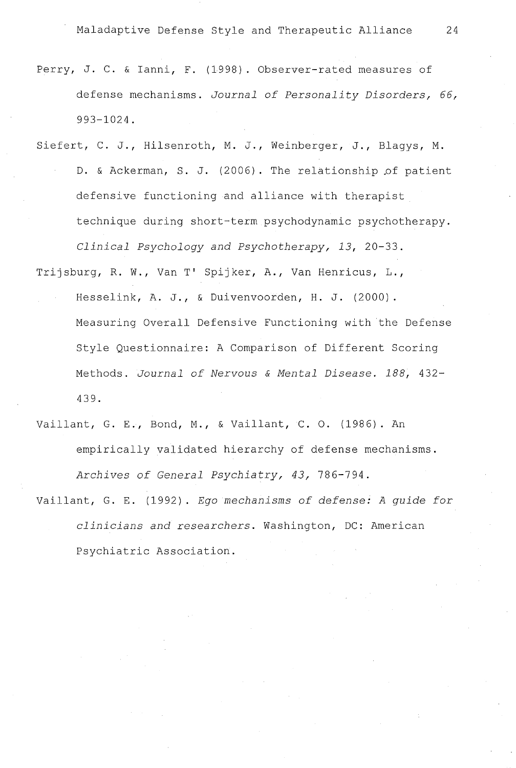Perry, J. C. & Ianni, F. (1998). Observer-rated measures of defense mechanisms. *Journal of Personality Disorders, 66,* 993-1024.

Siefert, C. J., Hilsenroth, M. J., Weinberger, J., Blagys, M. D. & Ackerman, S. J. (2006). The relationship of patient defensive functioning and alliance with therapist technique during short-term psychodynamic psychotherapy. *Clinical Psychology and Psychotherapy, 13,* 20-33.

Trijsburg, R. W., Van T' Spijker, A., Van Henricus, L., Hesselink, A. J., & Duivenvoorden, H. J. (2000). Measuring Overall Defensive Functioning with the Defense Style Questionnaire: A Comparison of Different Scoring Methods. *Journal of Nervous & Mental Disease. 188,* 432-439.

Vaillant, G. E., Bond, M., & Vaillant, C. O. (1986). An empirically validated hierarchy of defense mechanisms. *Archives of General Psychiatry, 43,* 786-794.

Vaillant, G. E. (1992). *Ego mechanisms of defense: A guide for clinicians and researchers.* Washington, DC: American Psychiatric Association.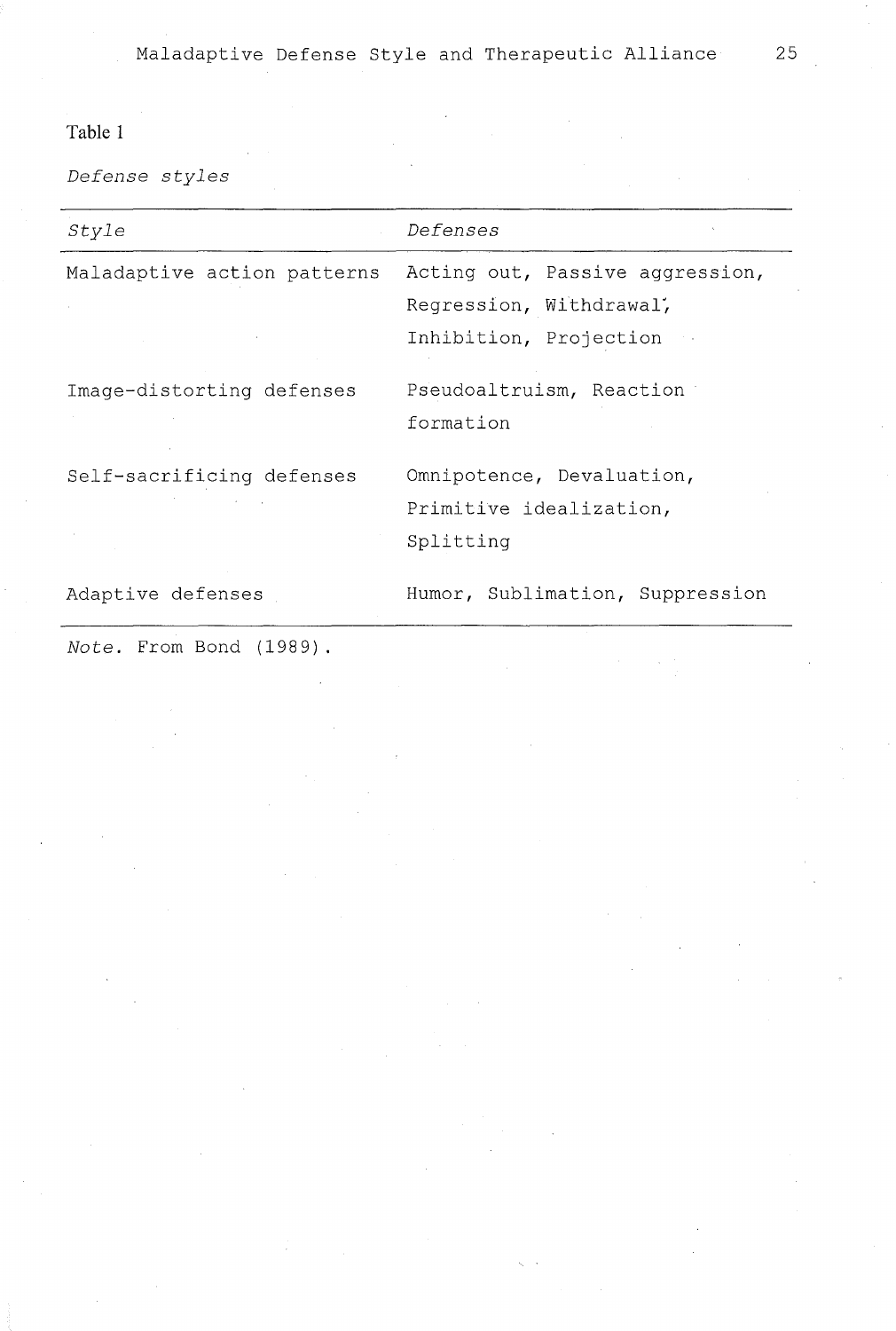Table 1

*Defense styles*

| *Style* | *Defenses* |
|---|---|
| Maladaptive action patterns | Acting out, Passive aggression, Regression, Withdrawal, Inhibition, Projection |
| Image-distorting defenses | Pseudoaltruism, Reaction formation |
| Self-sacrificing defenses | Omnipotence, Devaluation, Primitive idealization, Splitting |
| Adaptive defenses | Humor, Sublimation, Suppression |

*Note.* From Bond (1989).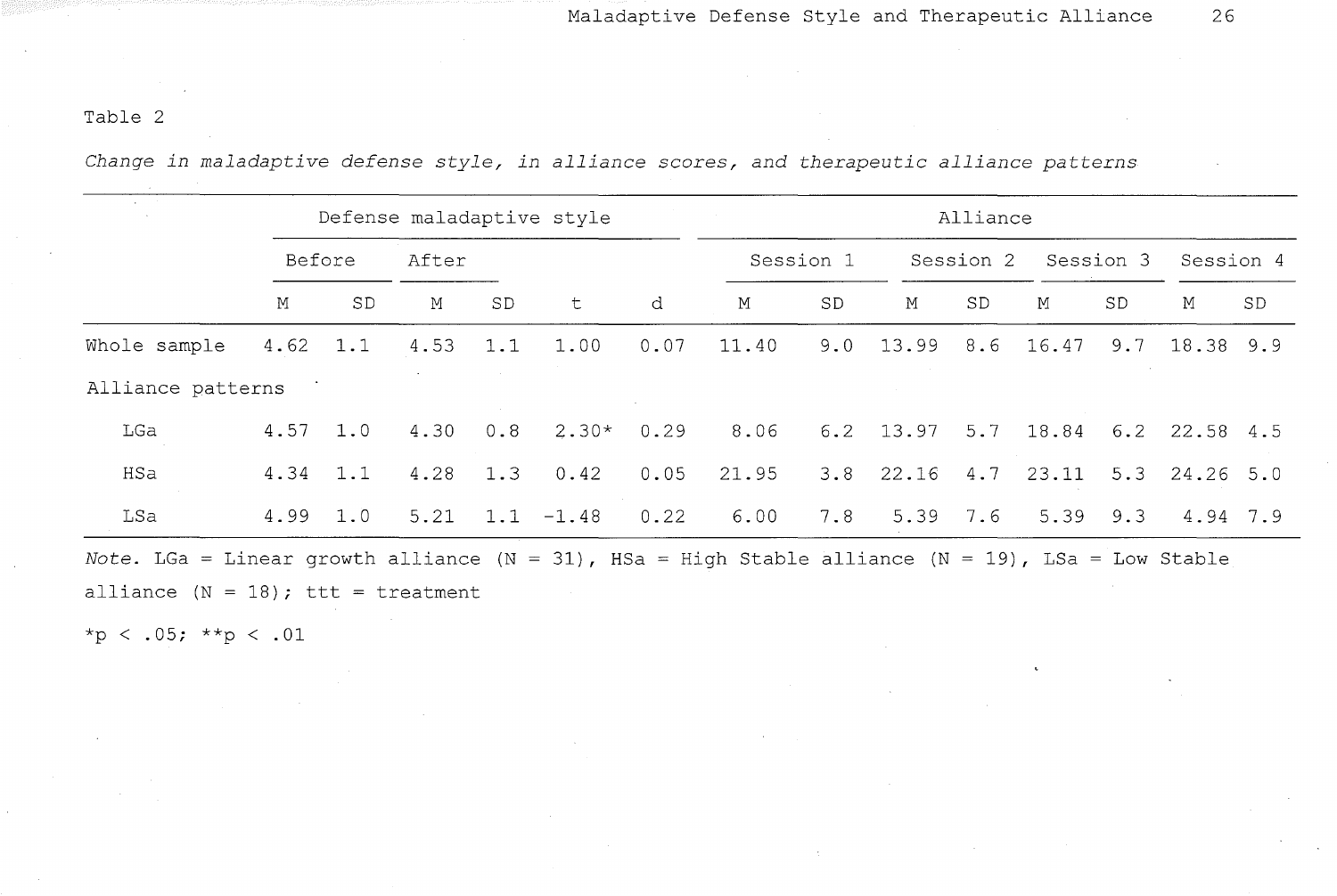Table 2

*Change in maladaptive defense style, in alliance scores, and therapeutic alliance patterns*

| | Defense maladaptive style | | | | | | Alliance | | | | | | | |
|---|---|---|---|---|---|---|---|---|---|---|---|---|---|---|
| | Before | | After | | | | Session 1 | | Session 2 | | Session 3 | | Session 4 | |
| | M | SD | M | SD | t | d | M | SD | M | SD | M | SD | M | SD |
| Whole sample | 4.62 | 1.1 | 4.53 | 1.1 | 1.00 | 0.07 | 11.40 | 9.0 | 13.99 | 8.6 | 16.47 | 9.7 | 18.38 | 9.9 |
| Alliance patterns | | | | | | | | | | | | | | |
| LGa | 4.57 | 1.0 | 4.30 | 0.8 | 2.30* | 0.29 | 8.06 | 6.2 | 13.97 | 5.7 | 18.84 | 6.2 | 22.58 | 4.5 |
| HSa | 4.34 | 1.1 | 4.28 | 1.3 | 0.42 | 0.05 | 21.95 | 3.8 | 22.16 | 4.7 | 23.11 | 5.3 | 24.26 | 5.0 |
| LSa | 4.99 | 1.0 | 5.21 | 1.1 | -1.48 | 0.22 | 6.00 | 7.8 | 5.39 | 7.6 | 5.39 | 9.3 | 4.94 | 7.9 |

*Note.* LGa = Linear growth alliance (N = 31), HSa = High Stable alliance (N = 19), LSa = Low Stable alliance (N = 18); ttt = treatment

*p < .05; **p < .01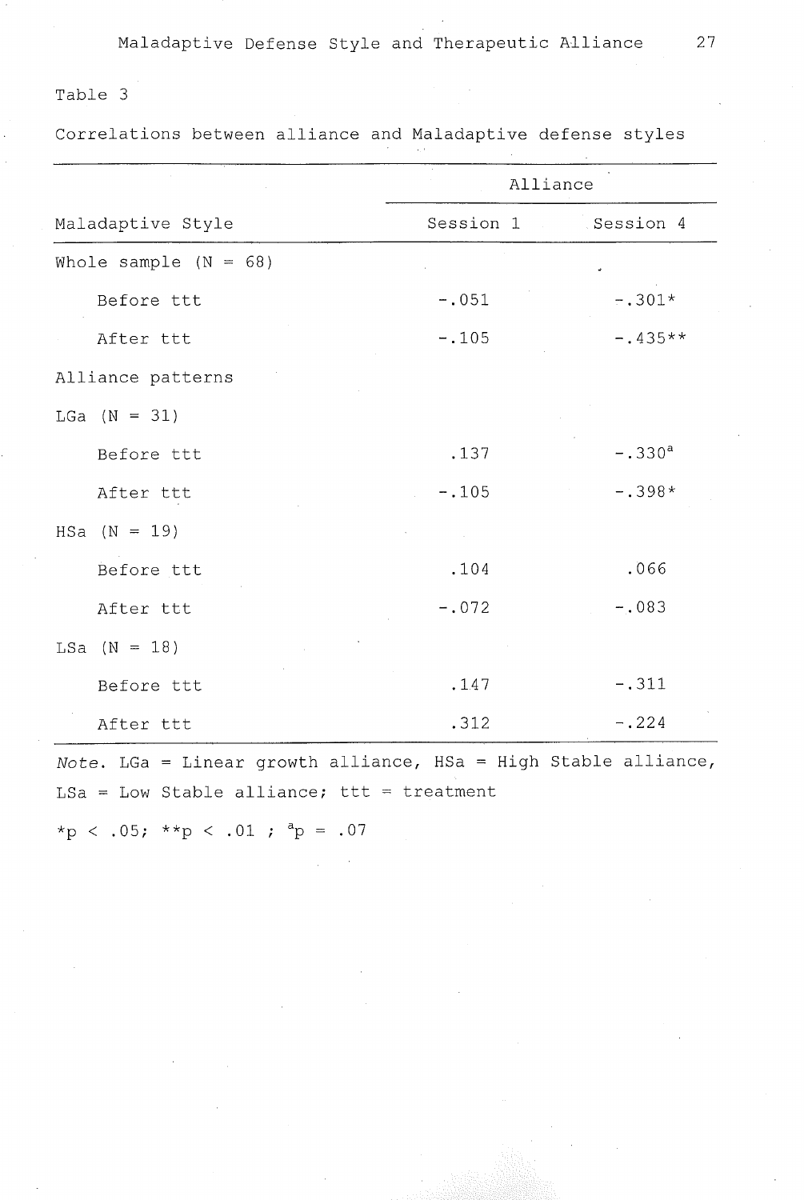Table 3

Correlations between alliance and Maladaptive defense styles

| | Alliance | |
|---|---|---|
| Maladaptive Style | Session 1 | Session 4 |
| Whole sample (N = 68) | | |
| Before ttt | -.051 | -.301* |
| After ttt | -.105 | -.435** |
| Alliance patterns | | |
| LGa (N = 31) | | |
| Before ttt | .137 | -.330[a] |
| After ttt | -.105 | -.398* |
| HSa (N = 19) | | |
| Before ttt | .104 | .066 |
| After ttt | -.072 | -.083 |
| LSa (N = 18) | | |
| Before ttt | .147 | -.311 |
| After ttt | .312 | -.224 |

*Note*. LGa = Linear growth alliance, HSa = High Stable alliance, LSa = Low Stable alliance; ttt = treatment

*$p < .05$; **$p < .01$ ; [a]$p = .07$